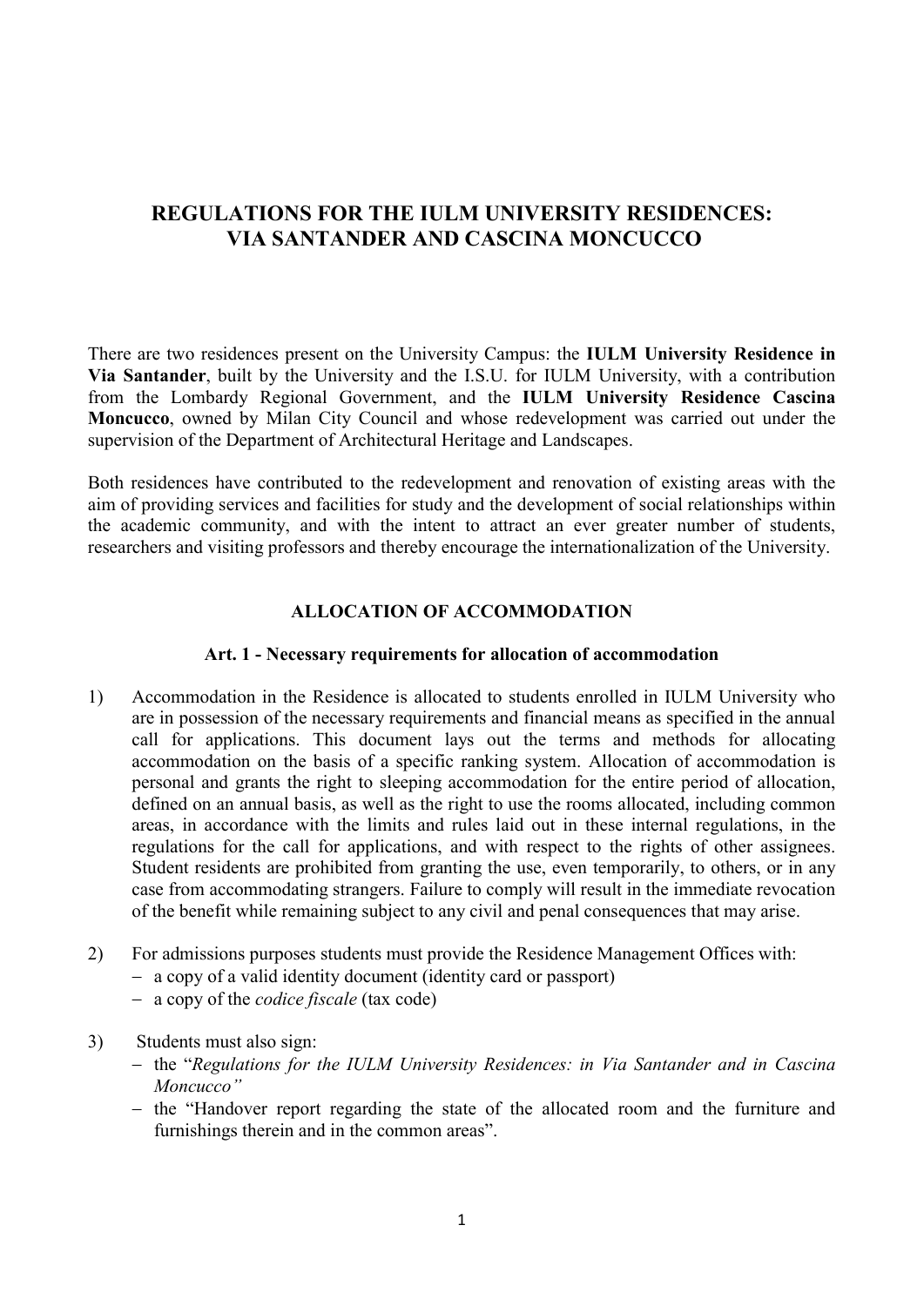# REGULATIONS FOR THE IULM UNIVERSITY RESIDENCES: VIA SANTANDER AND CASCINA MONCUCCO

There are two residences present on the University Campus: the **IULM University Residence in Via Santander**, built by the University and the I.S.U. for IULM University, with a contribution from the Lombardy Regional Government, and the **IULM University Residence Cascina Moncucco**, owned by Milan City Council and whose redevelopment was carried out under the supervision of the Department of Architectural Heritage and Landscapes.

Both residences have contributed to the redevelopment and renovation of existing areas with the aim of providing services and facilities for study and the development of social relationships within the academic community, and with the intent to attract an ever greater number of students, researchers and visiting professors and thereby encourage the internationalization of the University.

## ALLOCATION OF ACCOMMODATION

### Art. 1 - Necessary requirements for allocation of accommodation

1) Accommodation in the Residence is allocated to students enrolled in IULM University who are in possession of the necessary requirements and financial means as specified in the annual call for applications. This document lays out the terms and methods for allocating accommodation on the basis of a specific ranking system. Allocation of accommodation is personal and grants the right to sleeping accommodation for the entire period of allocation, defined on an annual basis, as well as the right to use the rooms allocated, including common areas, in accordance with the limits and rules laid out in these internal regulations, in the regulations for the call for applications, and with respect to the rights of other assignees. Student residents are prohibited from granting the use, even temporarily, to others, or in any case from accommodating strangers. Failure to comply will result in the immediate revocation of the benefit while remaining subject to any civil and penal consequences that may arise.

2) For admissions purposes students must provide the Residence Management Offices with:
   - a copy of a valid identity document (identity card or passport)
   - a copy of the *codice fiscale* (tax code)

3) Students must also sign:
   - the "*Regulations for the IULM University Residences: in Via Santander and in Cascina Moncucco"*
   - the "Handover report regarding the state of the allocated room and the furniture and furnishings therein and in the common areas".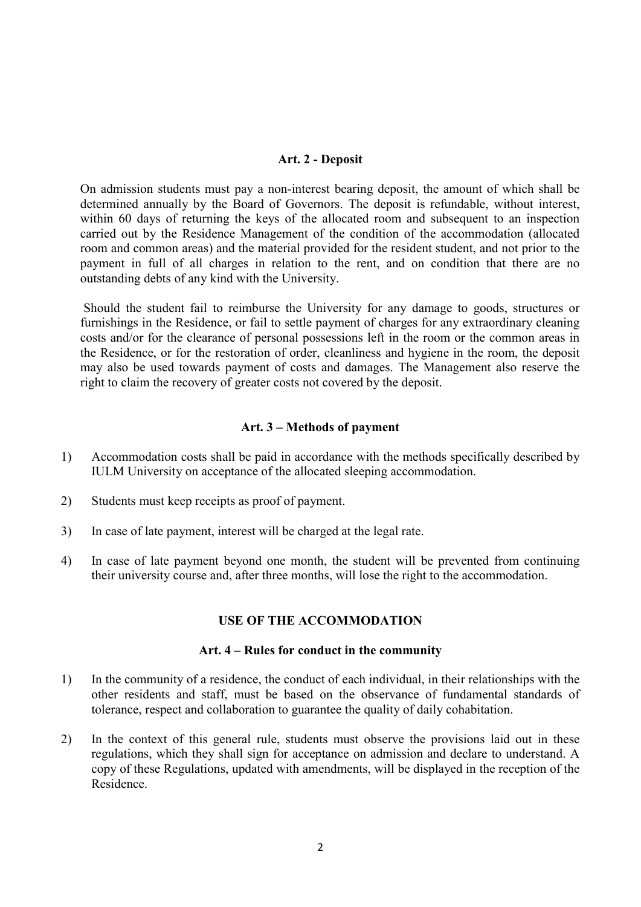## Art. 2 - Deposit

On admission students must pay a non-interest bearing deposit, the amount of which shall be determined annually by the Board of Governors. The deposit is refundable, without interest, within 60 days of returning the keys of the allocated room and subsequent to an inspection carried out by the Residence Management of the condition of the accommodation (allocated room and common areas) and the material provided for the resident student, and not prior to the payment in full of all charges in relation to the rent, and on condition that there are no outstanding debts of any kind with the University.

Should the student fail to reimburse the University for any damage to goods, structures or furnishings in the Residence, or fail to settle payment of charges for any extraordinary cleaning costs and/or for the clearance of personal possessions left in the room or the common areas in the Residence, or for the restoration of order, cleanliness and hygiene in the room, the deposit may also be used towards payment of costs and damages. The Management also reserve the right to claim the recovery of greater costs not covered by the deposit.

## Art. 3 – Methods of payment

1) Accommodation costs shall be paid in accordance with the methods specifically described by IULM University on acceptance of the allocated sleeping accommodation.
2) Students must keep receipts as proof of payment.
3) In case of late payment, interest will be charged at the legal rate.
4) In case of late payment beyond one month, the student will be prevented from continuing their university course and, after three months, will lose the right to the accommodation.

# USE OF THE ACCOMMODATION

## Art. 4 – Rules for conduct in the community

1) In the community of a residence, the conduct of each individual, in their relationships with the other residents and staff, must be based on the observance of fundamental standards of tolerance, respect and collaboration to guarantee the quality of daily cohabitation.
2) In the context of this general rule, students must observe the provisions laid out in these regulations, which they shall sign for acceptance on admission and declare to understand. A copy of these Regulations, updated with amendments, will be displayed in the reception of the Residence.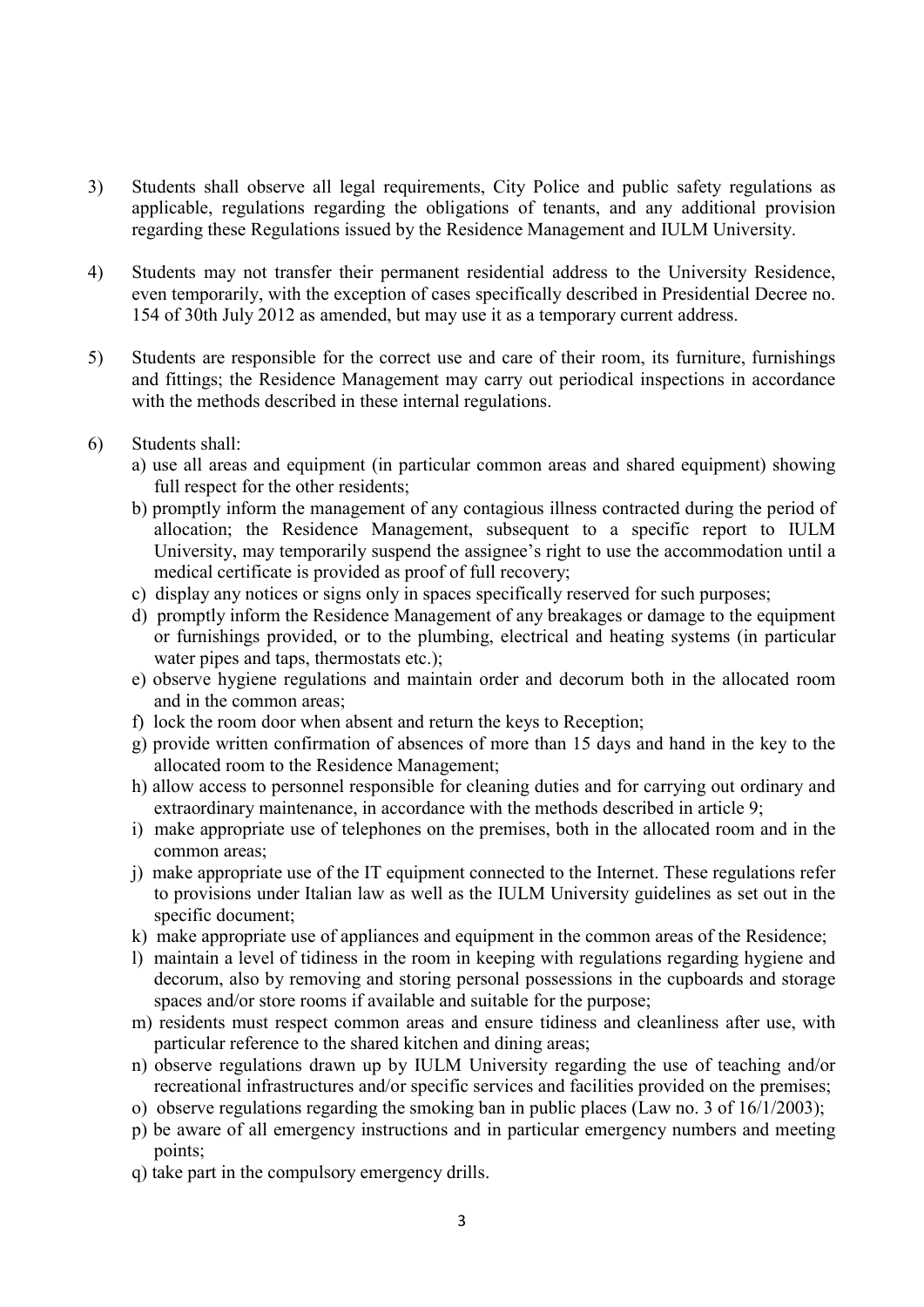3) Students shall observe all legal requirements, City Police and public safety regulations as applicable, regulations regarding the obligations of tenants, and any additional provision regarding these Regulations issued by the Residence Management and IULM University.

4) Students may not transfer their permanent residential address to the University Residence, even temporarily, with the exception of cases specifically described in Presidential Decree no. 154 of 30th July 2012 as amended, but may use it as a temporary current address.

5) Students are responsible for the correct use and care of their room, its furniture, furnishings and fittings; the Residence Management may carry out periodical inspections in accordance with the methods described in these internal regulations.

6) Students shall:
   a) use all areas and equipment (in particular common areas and shared equipment) showing full respect for the other residents;
   b) promptly inform the management of any contagious illness contracted during the period of allocation; the Residence Management, subsequent to a specific report to IULM University, may temporarily suspend the assignee's right to use the accommodation until a medical certificate is provided as proof of full recovery;
   c) display any notices or signs only in spaces specifically reserved for such purposes;
   d) promptly inform the Residence Management of any breakages or damage to the equipment or furnishings provided, or to the plumbing, electrical and heating systems (in particular water pipes and taps, thermostats etc.);
   e) observe hygiene regulations and maintain order and decorum both in the allocated room and in the common areas;
   f) lock the room door when absent and return the keys to Reception;
   g) provide written confirmation of absences of more than 15 days and hand in the key to the allocated room to the Residence Management;
   h) allow access to personnel responsible for cleaning duties and for carrying out ordinary and extraordinary maintenance, in accordance with the methods described in article 9;
   i) make appropriate use of telephones on the premises, both in the allocated room and in the common areas;
   j) make appropriate use of the IT equipment connected to the Internet. These regulations refer to provisions under Italian law as well as the IULM University guidelines as set out in the specific document;
   k) make appropriate use of appliances and equipment in the common areas of the Residence;
   l) maintain a level of tidiness in the room in keeping with regulations regarding hygiene and decorum, also by removing and storing personal possessions in the cupboards and storage spaces and/or store rooms if available and suitable for the purpose;
   m) residents must respect common areas and ensure tidiness and cleanliness after use, with particular reference to the shared kitchen and dining areas;
   n) observe regulations drawn up by IULM University regarding the use of teaching and/or recreational infrastructures and/or specific services and facilities provided on the premises;
   o) observe regulations regarding the smoking ban in public places (Law no. 3 of 16/1/2003);
   p) be aware of all emergency instructions and in particular emergency numbers and meeting points;
   q) take part in the compulsory emergency drills.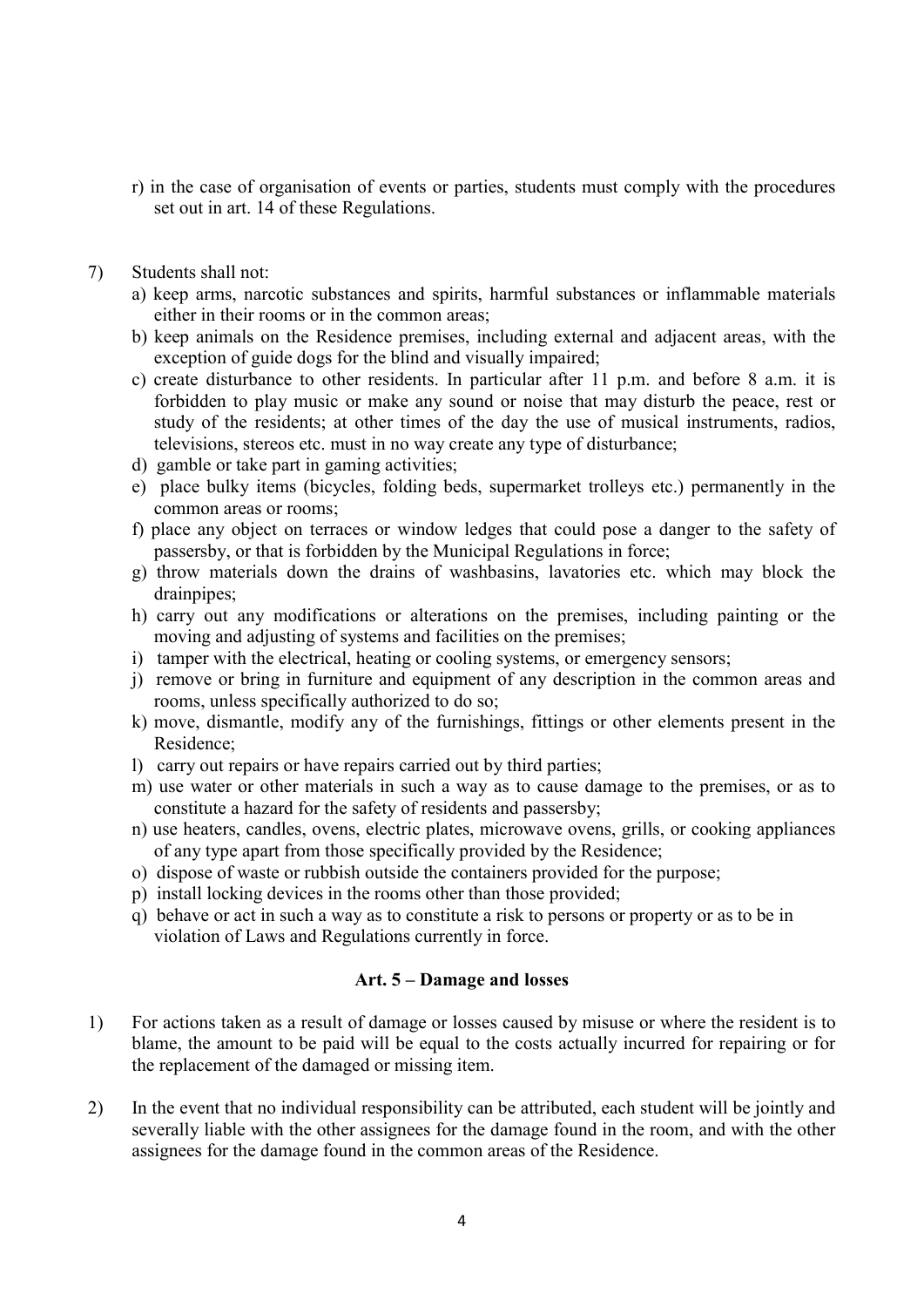r) in the case of organisation of events or parties, students must comply with the procedures set out in art. 14 of these Regulations.

7) Students shall not:
   a) keep arms, narcotic substances and spirits, harmful substances or inflammable materials either in their rooms or in the common areas;
   b) keep animals on the Residence premises, including external and adjacent areas, with the exception of guide dogs for the blind and visually impaired;
   c) create disturbance to other residents. In particular after 11 p.m. and before 8 a.m. it is forbidden to play music or make any sound or noise that may disturb the peace, rest or study of the residents; at other times of the day the use of musical instruments, radios, televisions, stereos etc. must in no way create any type of disturbance;
   d) gamble or take part in gaming activities;
   e) place bulky items (bicycles, folding beds, supermarket trolleys etc.) permanently in the common areas or rooms;
   f) place any object on terraces or window ledges that could pose a danger to the safety of passersby, or that is forbidden by the Municipal Regulations in force;
   g) throw materials down the drains of washbasins, lavatories etc. which may block the drainpipes;
   h) carry out any modifications or alterations on the premises, including painting or the moving and adjusting of systems and facilities on the premises;
   i) tamper with the electrical, heating or cooling systems, or emergency sensors;
   j) remove or bring in furniture and equipment of any description in the common areas and rooms, unless specifically authorized to do so;
   k) move, dismantle, modify any of the furnishings, fittings or other elements present in the Residence;
   l) carry out repairs or have repairs carried out by third parties;
   m) use water or other materials in such a way as to cause damage to the premises, or as to constitute a hazard for the safety of residents and passersby;
   n) use heaters, candles, ovens, electric plates, microwave ovens, grills, or cooking appliances of any type apart from those specifically provided by the Residence;
   o) dispose of waste or rubbish outside the containers provided for the purpose;
   p) install locking devices in the rooms other than those provided;
   q) behave or act in such a way as to constitute a risk to persons or property or as to be in violation of Laws and Regulations currently in force.

### Art. 5 – Damage and losses

1) For actions taken as a result of damage or losses caused by misuse or where the resident is to blame, the amount to be paid will be equal to the costs actually incurred for repairing or for the replacement of the damaged or missing item.

2) In the event that no individual responsibility can be attributed, each student will be jointly and severally liable with the other assignees for the damage found in the room, and with the other assignees for the damage found in the common areas of the Residence.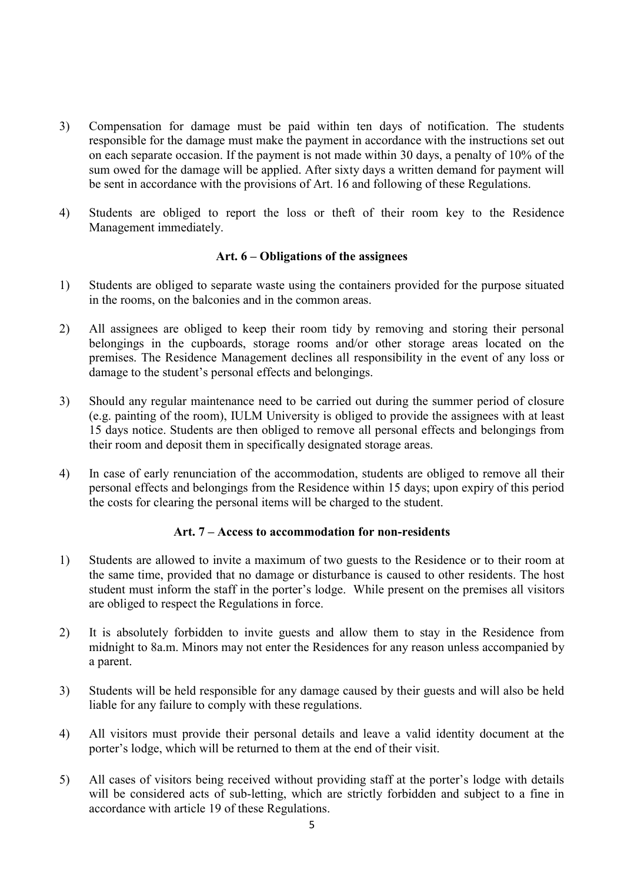3) Compensation for damage must be paid within ten days of notification. The students responsible for the damage must make the payment in accordance with the instructions set out on each separate occasion. If the payment is not made within 30 days, a penalty of 10% of the sum owed for the damage will be applied. After sixty days a written demand for payment will be sent in accordance with the provisions of Art. 16 and following of these Regulations.

4) Students are obliged to report the loss or theft of their room key to the Residence Management immediately.

### Art. 6 – Obligations of the assignees

1) Students are obliged to separate waste using the containers provided for the purpose situated in the rooms, on the balconies and in the common areas.

2) All assignees are obliged to keep their room tidy by removing and storing their personal belongings in the cupboards, storage rooms and/or other storage areas located on the premises. The Residence Management declines all responsibility in the event of any loss or damage to the student's personal effects and belongings.

3) Should any regular maintenance need to be carried out during the summer period of closure (e.g. painting of the room), IULM University is obliged to provide the assignees with at least 15 days notice. Students are then obliged to remove all personal effects and belongings from their room and deposit them in specifically designated storage areas.

4) In case of early renunciation of the accommodation, students are obliged to remove all their personal effects and belongings from the Residence within 15 days; upon expiry of this period the costs for clearing the personal items will be charged to the student.

### Art. 7 – Access to accommodation for non-residents

1) Students are allowed to invite a maximum of two guests to the Residence or to their room at the same time, provided that no damage or disturbance is caused to other residents. The host student must inform the staff in the porter's lodge. While present on the premises all visitors are obliged to respect the Regulations in force.

2) It is absolutely forbidden to invite guests and allow them to stay in the Residence from midnight to 8a.m. Minors may not enter the Residences for any reason unless accompanied by a parent.

3) Students will be held responsible for any damage caused by their guests and will also be held liable for any failure to comply with these regulations.

4) All visitors must provide their personal details and leave a valid identity document at the porter's lodge, which will be returned to them at the end of their visit.

5) All cases of visitors being received without providing staff at the porter's lodge with details will be considered acts of sub-letting, which are strictly forbidden and subject to a fine in accordance with article 19 of these Regulations.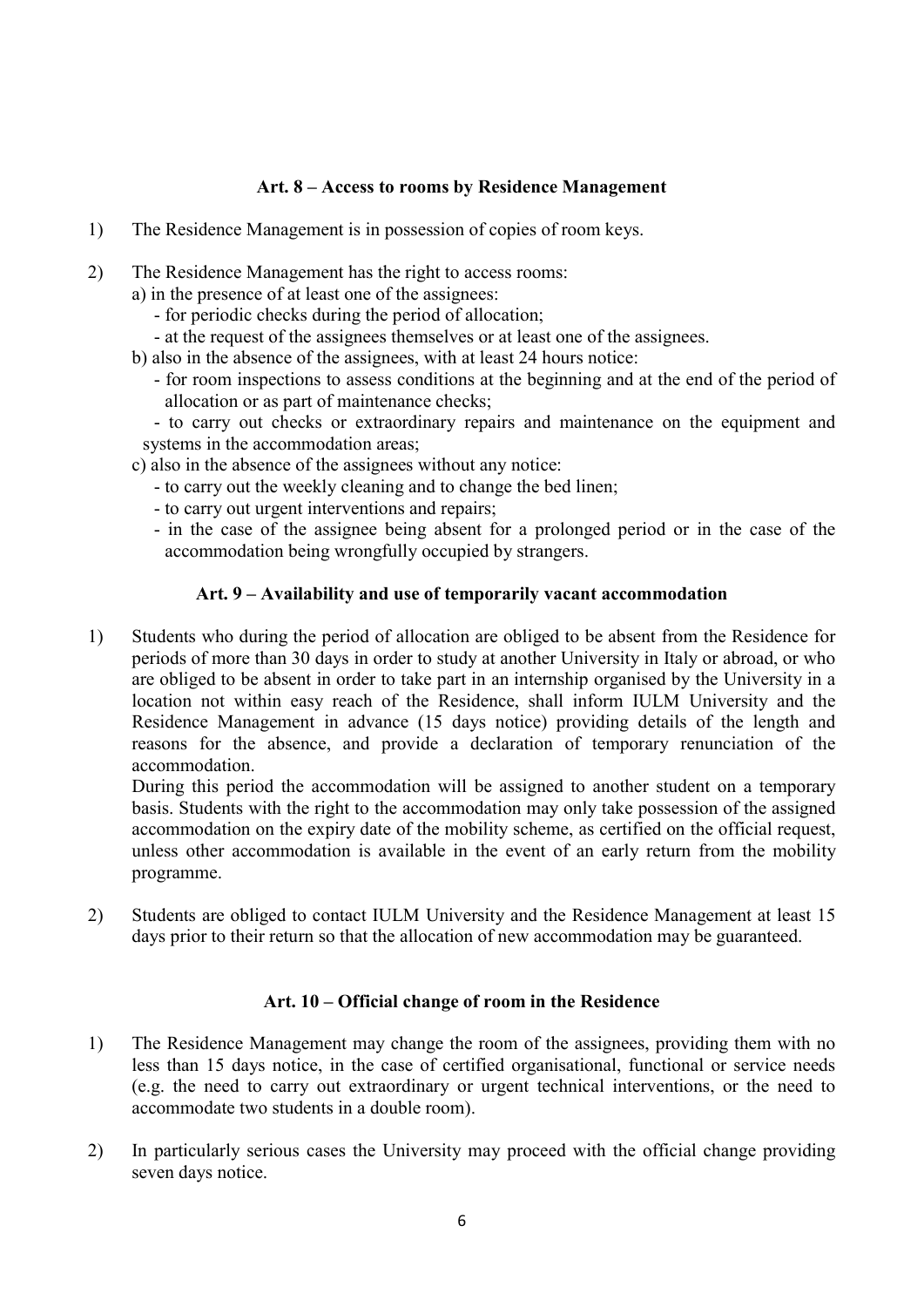### Art. 8 – Access to rooms by Residence Management

1) The Residence Management is in possession of copies of room keys.

2) The Residence Management has the right to access rooms:
   a) in the presence of at least one of the assignees:
      - for periodic checks during the period of allocation;
      - at the request of the assignees themselves or at least one of the assignees.
   b) also in the absence of the assignees, with at least 24 hours notice:
      - for room inspections to assess conditions at the beginning and at the end of the period of allocation or as part of maintenance checks;
      - to carry out checks or extraordinary repairs and maintenance on the equipment and systems in the accommodation areas;
   c) also in the absence of the assignees without any notice:
      - to carry out the weekly cleaning and to change the bed linen;
      - to carry out urgent interventions and repairs;
      - in the case of the assignee being absent for a prolonged period or in the case of the accommodation being wrongfully occupied by strangers.

### Art. 9 – Availability and use of temporarily vacant accommodation

1) Students who during the period of allocation are obliged to be absent from the Residence for periods of more than 30 days in order to study at another University in Italy or abroad, or who are obliged to be absent in order to take part in an internship organised by the University in a location not within easy reach of the Residence, shall inform IULM University and the Residence Management in advance (15 days notice) providing details of the length and reasons for the absence, and provide a declaration of temporary renunciation of the accommodation.
   During this period the accommodation will be assigned to another student on a temporary basis. Students with the right to the accommodation may only take possession of the assigned accommodation on the expiry date of the mobility scheme, as certified on the official request, unless other accommodation is available in the event of an early return from the mobility programme.

2) Students are obliged to contact IULM University and the Residence Management at least 15 days prior to their return so that the allocation of new accommodation may be guaranteed.

### Art. 10 – Official change of room in the Residence

1) The Residence Management may change the room of the assignees, providing them with no less than 15 days notice, in the case of certified organisational, functional or service needs (e.g. the need to carry out extraordinary or urgent technical interventions, or the need to accommodate two students in a double room).

2) In particularly serious cases the University may proceed with the official change providing seven days notice.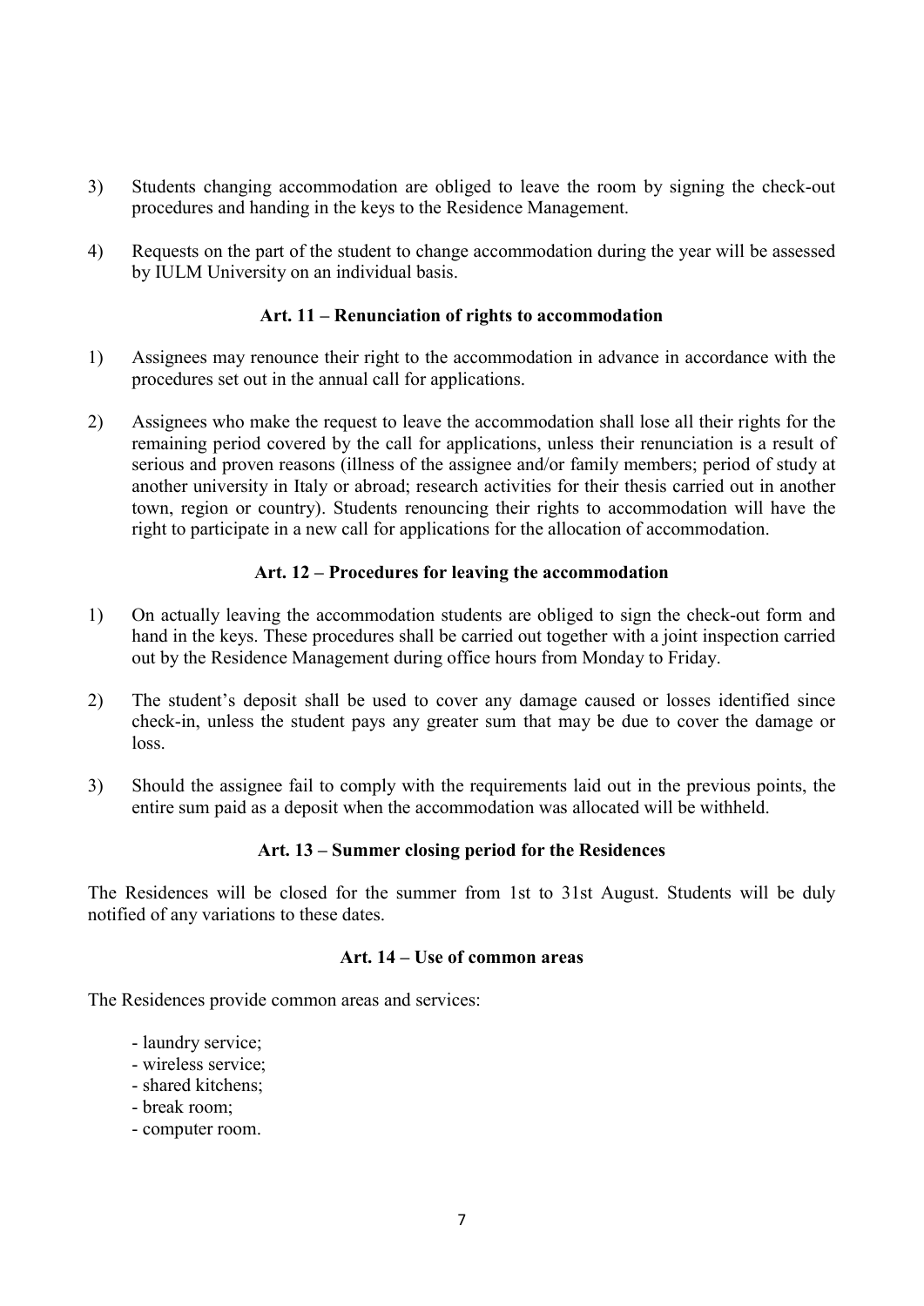3) Students changing accommodation are obliged to leave the room by signing the check-out procedures and handing in the keys to the Residence Management.

4) Requests on the part of the student to change accommodation during the year will be assessed by IULM University on an individual basis.

### Art. 11 – Renunciation of rights to accommodation

1) Assignees may renounce their right to the accommodation in advance in accordance with the procedures set out in the annual call for applications.

2) Assignees who make the request to leave the accommodation shall lose all their rights for the remaining period covered by the call for applications, unless their renunciation is a result of serious and proven reasons (illness of the assignee and/or family members; period of study at another university in Italy or abroad; research activities for their thesis carried out in another town, region or country). Students renouncing their rights to accommodation will have the right to participate in a new call for applications for the allocation of accommodation.

### Art. 12 – Procedures for leaving the accommodation

1) On actually leaving the accommodation students are obliged to sign the check-out form and hand in the keys. These procedures shall be carried out together with a joint inspection carried out by the Residence Management during office hours from Monday to Friday.

2) The student's deposit shall be used to cover any damage caused or losses identified since check-in, unless the student pays any greater sum that may be due to cover the damage or loss.

3) Should the assignee fail to comply with the requirements laid out in the previous points, the entire sum paid as a deposit when the accommodation was allocated will be withheld.

### Art. 13 – Summer closing period for the Residences

The Residences will be closed for the summer from 1st to 31st August. Students will be duly notified of any variations to these dates.

### Art. 14 – Use of common areas

The Residences provide common areas and services:

- laundry service;
- wireless service;
- shared kitchens;
- break room;
- computer room.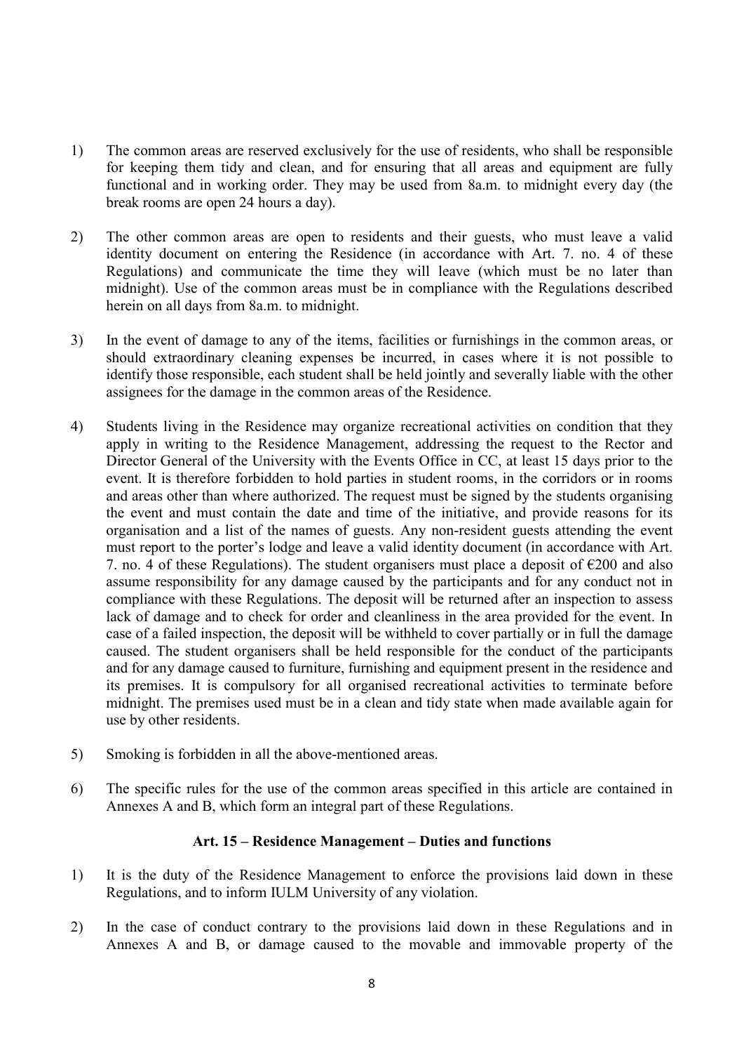1) The common areas are reserved exclusively for the use of residents, who shall be responsible for keeping them tidy and clean, and for ensuring that all areas and equipment are fully functional and in working order. They may be used from 8a.m. to midnight every day (the break rooms are open 24 hours a day).

2) The other common areas are open to residents and their guests, who must leave a valid identity document on entering the Residence (in accordance with Art. 7. no. 4 of these Regulations) and communicate the time they will leave (which must be no later than midnight). Use of the common areas must be in compliance with the Regulations described herein on all days from 8a.m. to midnight.

3) In the event of damage to any of the items, facilities or furnishings in the common areas, or should extraordinary cleaning expenses be incurred, in cases where it is not possible to identify those responsible, each student shall be held jointly and severally liable with the other assignees for the damage in the common areas of the Residence.

4) Students living in the Residence may organize recreational activities on condition that they apply in writing to the Residence Management, addressing the request to the Rector and Director General of the University with the Events Office in CC, at least 15 days prior to the event. It is therefore forbidden to hold parties in student rooms, in the corridors or in rooms and areas other than where authorized. The request must be signed by the students organising the event and must contain the date and time of the initiative, and provide reasons for its organisation and a list of the names of guests. Any non-resident guests attending the event must report to the porter's lodge and leave a valid identity document (in accordance with Art. 7. no. 4 of these Regulations). The student organisers must place a deposit of €200 and also assume responsibility for any damage caused by the participants and for any conduct not in compliance with these Regulations. The deposit will be returned after an inspection to assess lack of damage and to check for order and cleanliness in the area provided for the event. In case of a failed inspection, the deposit will be withheld to cover partially or in full the damage caused. The student organisers shall be held responsible for the conduct of the participants and for any damage caused to furniture, furnishing and equipment present in the residence and its premises. It is compulsory for all organised recreational activities to terminate before midnight. The premises used must be in a clean and tidy state when made available again for use by other residents.

5) Smoking is forbidden in all the above-mentioned areas.

6) The specific rules for the use of the common areas specified in this article are contained in Annexes A and B, which form an integral part of these Regulations.

### Art. 15 – Residence Management – Duties and functions

1) It is the duty of the Residence Management to enforce the provisions laid down in these Regulations, and to inform IULM University of any violation.

2) In the case of conduct contrary to the provisions laid down in these Regulations and in Annexes A and B, or damage caused to the movable and immovable property of the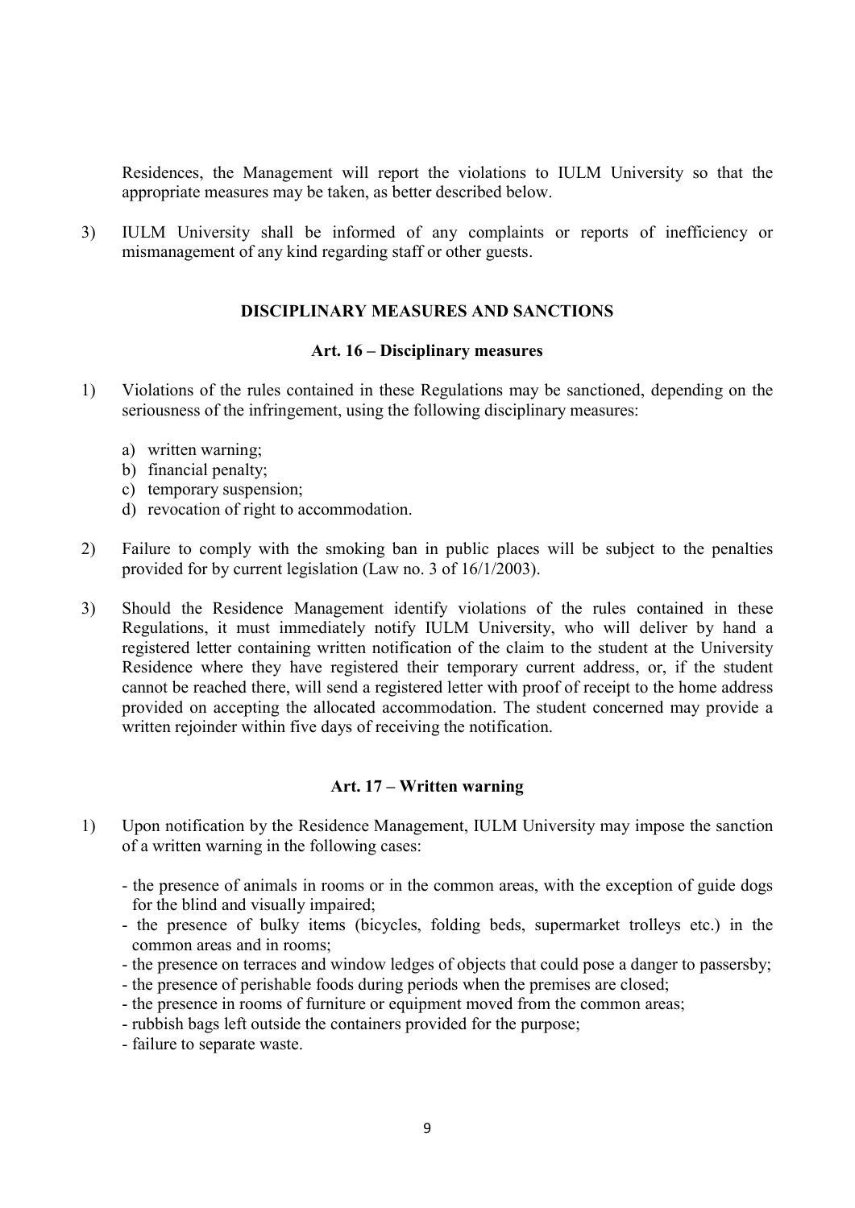Residences, the Management will report the violations to IULM University so that the appropriate measures may be taken, as better described below.

3) IULM University shall be informed of any complaints or reports of inefficiency or mismanagement of any kind regarding staff or other guests.

## DISCIPLINARY MEASURES AND SANCTIONS

### Art. 16 – Disciplinary measures

1) Violations of the rules contained in these Regulations may be sanctioned, depending on the seriousness of the infringement, using the following disciplinary measures:

   a) written warning;
   b) financial penalty;
   c) temporary suspension;
   d) revocation of right to accommodation.

2) Failure to comply with the smoking ban in public places will be subject to the penalties provided for by current legislation (Law no. 3 of 16/1/2003).

3) Should the Residence Management identify violations of the rules contained in these Regulations, it must immediately notify IULM University, who will deliver by hand a registered letter containing written notification of the claim to the student at the University Residence where they have registered their temporary current address, or, if the student cannot be reached there, will send a registered letter with proof of receipt to the home address provided on accepting the allocated accommodation. The student concerned may provide a written rejoinder within five days of receiving the notification.

### Art. 17 – Written warning

1) Upon notification by the Residence Management, IULM University may impose the sanction of a written warning in the following cases:

   - the presence of animals in rooms or in the common areas, with the exception of guide dogs for the blind and visually impaired;
   - the presence of bulky items (bicycles, folding beds, supermarket trolleys etc.) in the common areas and in rooms;
   - the presence on terraces and window ledges of objects that could pose a danger to passersby;
   - the presence of perishable foods during periods when the premises are closed;
   - the presence in rooms of furniture or equipment moved from the common areas;
   - rubbish bags left outside the containers provided for the purpose;
   - failure to separate waste.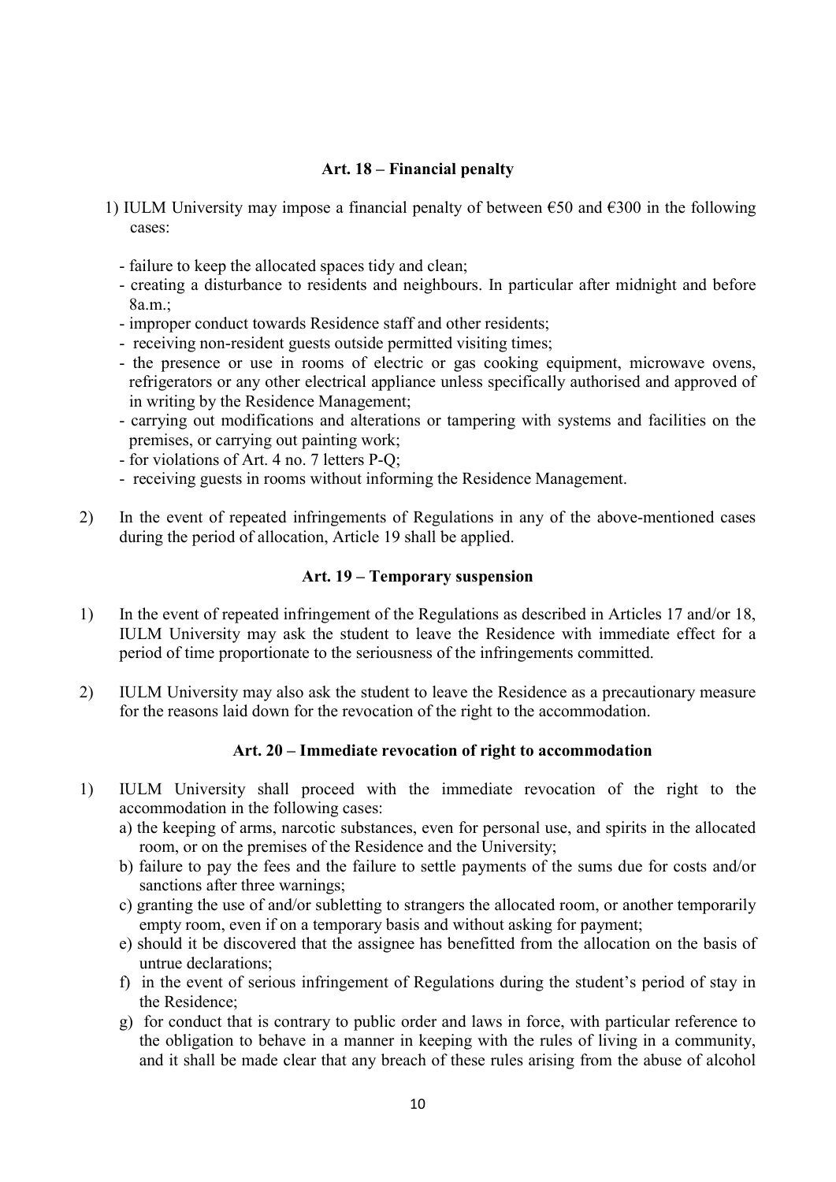### Art. 18 – Financial penalty

1) IULM University may impose a financial penalty of between €50 and €300 in the following cases:

- failure to keep the allocated spaces tidy and clean;
- creating a disturbance to residents and neighbours. In particular after midnight and before 8a.m.;
- improper conduct towards Residence staff and other residents;
- receiving non-resident guests outside permitted visiting times;
- the presence or use in rooms of electric or gas cooking equipment, microwave ovens, refrigerators or any other electrical appliance unless specifically authorised and approved of in writing by the Residence Management;
- carrying out modifications and alterations or tampering with systems and facilities on the premises, or carrying out painting work;
- for violations of Art. 4 no. 7 letters P-Q;
- receiving guests in rooms without informing the Residence Management.

2) In the event of repeated infringements of Regulations in any of the above-mentioned cases during the period of allocation, Article 19 shall be applied.

### Art. 19 – Temporary suspension

1) In the event of repeated infringement of the Regulations as described in Articles 17 and/or 18, IULM University may ask the student to leave the Residence with immediate effect for a period of time proportionate to the seriousness of the infringements committed.

2) IULM University may also ask the student to leave the Residence as a precautionary measure for the reasons laid down for the revocation of the right to the accommodation.

### Art. 20 – Immediate revocation of right to accommodation

1) IULM University shall proceed with the immediate revocation of the right to the accommodation in the following cases:
   a) the keeping of arms, narcotic substances, even for personal use, and spirits in the allocated room, or on the premises of the Residence and the University;
   b) failure to pay the fees and the failure to settle payments of the sums due for costs and/or sanctions after three warnings;
   c) granting the use of and/or subletting to strangers the allocated room, or another temporarily empty room, even if on a temporary basis and without asking for payment;
   e) should it be discovered that the assignee has benefitted from the allocation on the basis of untrue declarations;
   f) in the event of serious infringement of Regulations during the student's period of stay in the Residence;
   g) for conduct that is contrary to public order and laws in force, with particular reference to the obligation to behave in a manner in keeping with the rules of living in a community, and it shall be made clear that any breach of these rules arising from the abuse of alcohol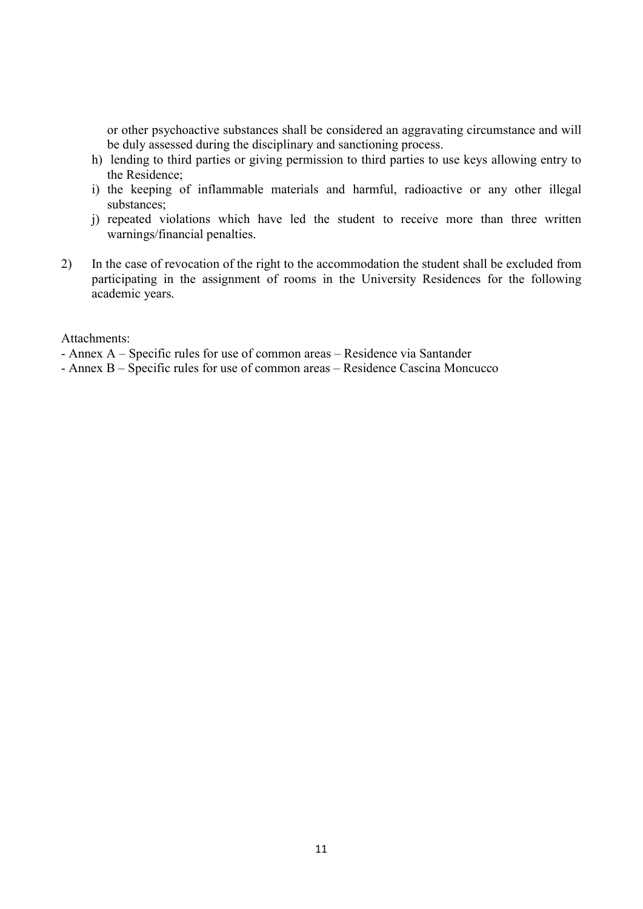or other psychoactive substances shall be considered an aggravating circumstance and will be duly assessed during the disciplinary and sanctioning process.

h) lending to third parties or giving permission to third parties to use keys allowing entry to the Residence;
i) the keeping of inflammable materials and harmful, radioactive or any other illegal substances;
j) repeated violations which have led the student to receive more than three written warnings/financial penalties.

2) In the case of revocation of the right to the accommodation the student shall be excluded from participating in the assignment of rooms in the University Residences for the following academic years.

Attachments:

- Annex A – Specific rules for use of common areas – Residence via Santander
- Annex B – Specific rules for use of common areas – Residence Cascina Moncucco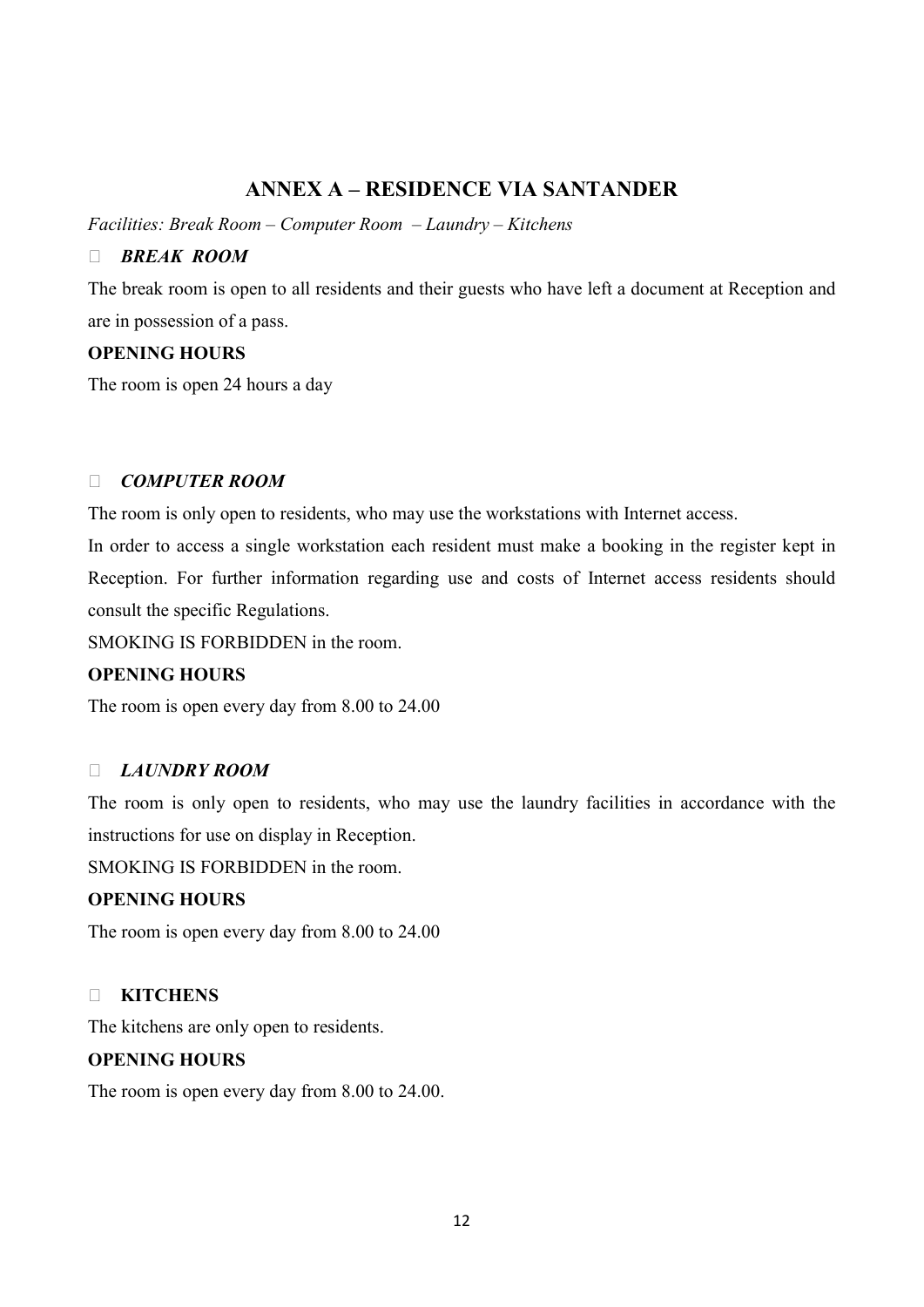## ANNEX A – RESIDENCE VIA SANTANDER

*Facilities: Break Room – Computer Room – Laundry – Kitchens*

- ***BREAK ROOM***

The break room is open to all residents and their guests who have left a document at Reception and are in possession of a pass.

**OPENING HOURS**

The room is open 24 hours a day

- ***COMPUTER ROOM***

The room is only open to residents, who may use the workstations with Internet access.

In order to access a single workstation each resident must make a booking in the register kept in Reception. For further information regarding use and costs of Internet access residents should consult the specific Regulations.

SMOKING IS FORBIDDEN in the room.

**OPENING HOURS**

The room is open every day from 8.00 to 24.00

- ***LAUNDRY ROOM***

The room is only open to residents, who may use the laundry facilities in accordance with the instructions for use on display in Reception.

SMOKING IS FORBIDDEN in the room.

**OPENING HOURS**

The room is open every day from 8.00 to 24.00

- **KITCHENS**

The kitchens are only open to residents.

**OPENING HOURS**

The room is open every day from 8.00 to 24.00.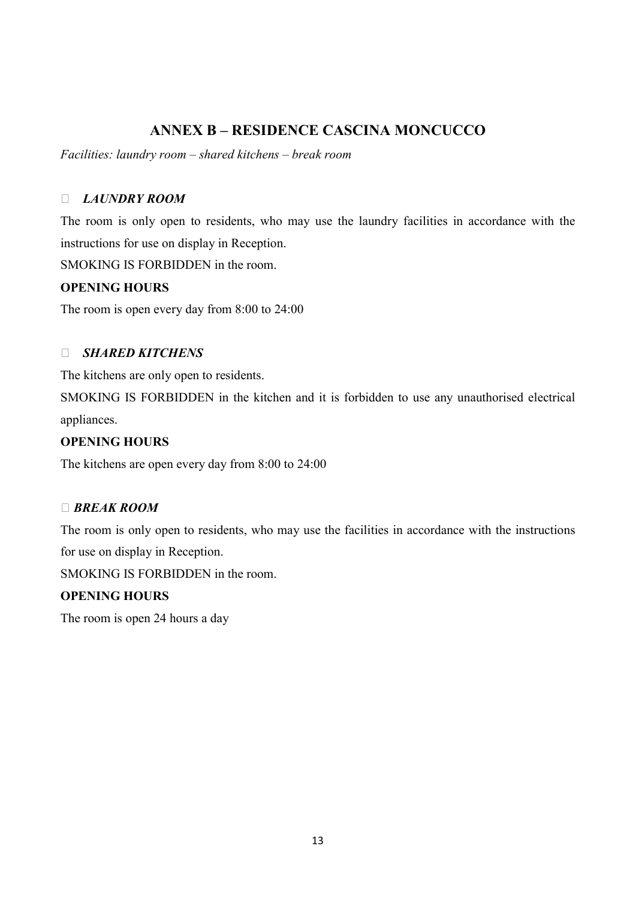## ANNEX B – RESIDENCE CASCINA MONCUCCO

*Facilities: laundry room – shared kitchens – break room*

- ***LAUNDRY ROOM***

The room is only open to residents, who may use the laundry facilities in accordance with the instructions for use on display in Reception.

SMOKING IS FORBIDDEN in the room.

**OPENING HOURS**

The room is open every day from 8:00 to 24:00

- ***SHARED KITCHENS***

The kitchens are only open to residents.

SMOKING IS FORBIDDEN in the kitchen and it is forbidden to use any unauthorised electrical appliances.

**OPENING HOURS**

The kitchens are open every day from 8:00 to 24:00

- ***BREAK ROOM***

The room is only open to residents, who may use the facilities in accordance with the instructions for use on display in Reception.

SMOKING IS FORBIDDEN in the room.

**OPENING HOURS**

The room is open 24 hours a day